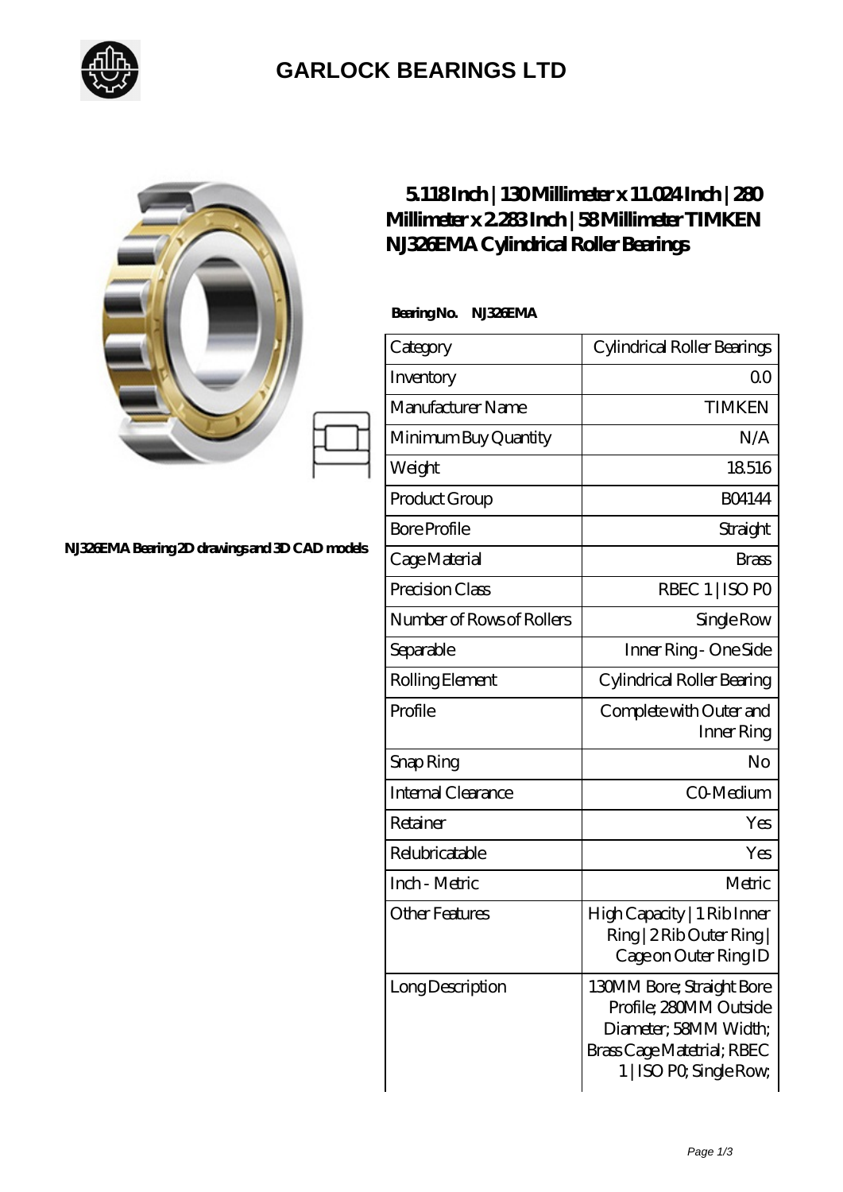# GARLOCK BEARINGS LTD

NJ326EMA Bearing 2D drawings and 3D CAD models

## 5.118 Inch | 130 Millimeter x 11.024 Inch | 280 Millimeter x 2.283 Inch | 58 Millimeter TIMKEN NJ326EMA Cylindrical Roller Bearings

**Bearing No. NJ326EMA**

| Category | Cylindrical Roller Bearings |
|---|---|
| Inventory | 0.0 |
| Manufacturer Name | TIMKEN |
| Minimum Buy Quantity | N/A |
| Weight | 18.516 |
| Product Group | B04144 |
| Bore Profile | Straight |
| Cage Material | Brass |
| Precision Class | RBEC 1 \| ISO P0 |
| Number of Rows of Rollers | Single Row |
| Separable | Inner Ring - One Side |
| Rolling Element | Cylindrical Roller Bearing |
| Profile | Complete with Outer and Inner Ring |
| Snap Ring | No |
| Internal Clearance | C0-Medium |
| Retainer | Yes |
| Relubricatable | Yes |
| Inch - Metric | Metric |
| Other Features | High Capacity \| 1 Rib Inner Ring \| 2 Rib Outer Ring \| Cage on Outer Ring ID |
| Long Description | 130MM Bore; Straight Bore Profile; 280MM Outside Diameter; 58MM Width; Brass Cage Matetrial; RBEC 1 \| ISO P0; Single Row; |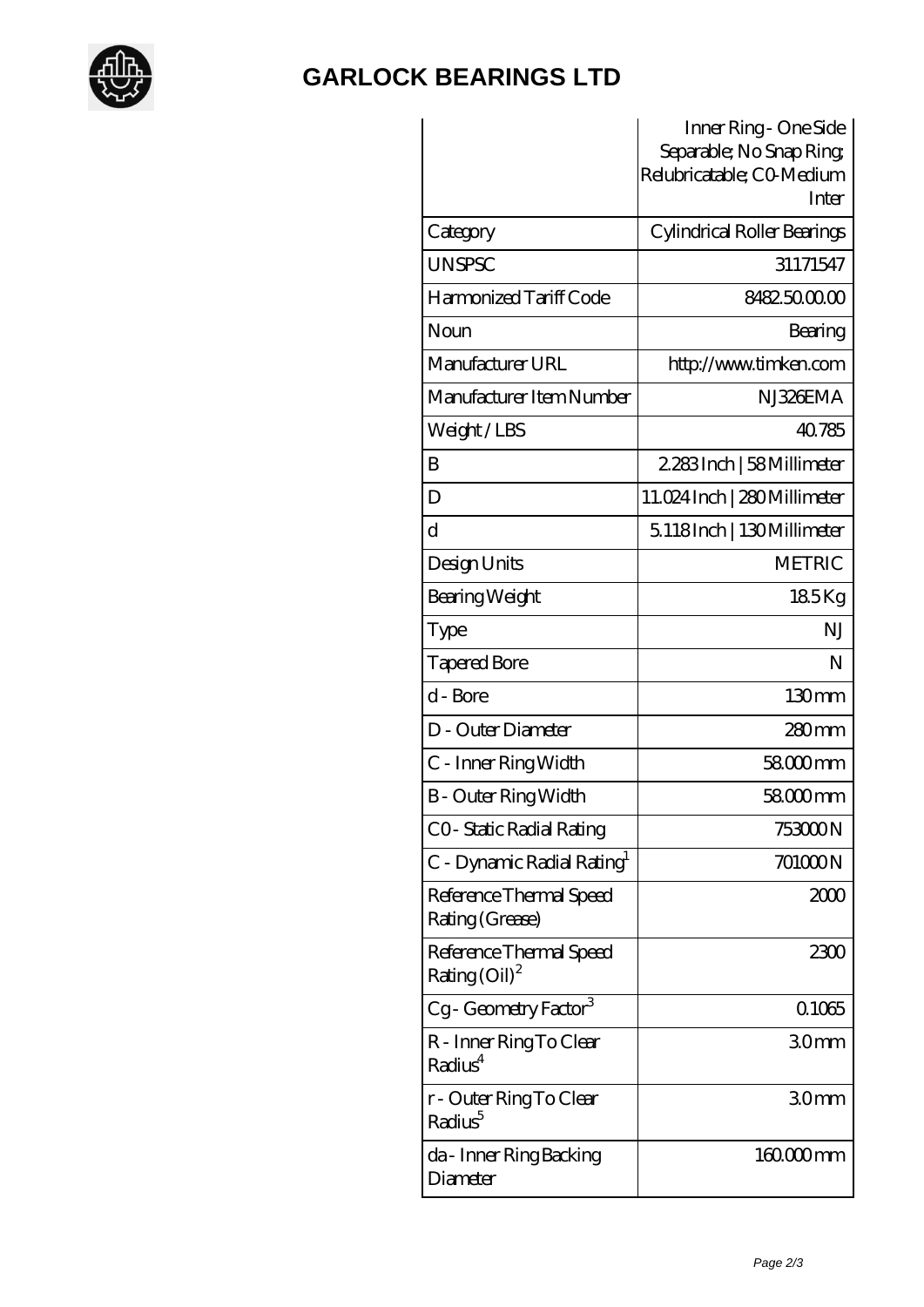## GARLOCK BEARINGS LTD

| | Inner Ring - One Side Separable; No Snap Ring; Relubricatable; C0-Medium Inter |
|---|---|
| Category | Cylindrical Roller Bearings |
| UNSPSC | 31171547 |
| Harmonized Tariff Code | 8482.50.00.00 |
| Noun | Bearing |
| Manufacturer URL | http://www.timken.com |
| Manufacturer Item Number | NJ326EMA |
| Weight / LBS | 40.785 |
| B | 2.283 Inch \| 58 Millimeter |
| D | 11.024 Inch \| 280 Millimeter |
| d | 5.118 Inch \| 130 Millimeter |
| Design Units | METRIC |
| Bearing Weight | 18.5 Kg |
| Type | NJ |
| Tapered Bore | N |
| d - Bore | 130 mm |
| D - Outer Diameter | 280 mm |
| C - Inner Ring Width | 58.000 mm |
| B - Outer Ring Width | 58.000 mm |
| C0 - Static Radial Rating | 753000 N |
| C - Dynamic Radial Rating[1] | 701000 N |
| Reference Thermal Speed Rating (Grease) | 2000 |
| Reference Thermal Speed Rating (Oil)[2] | 2300 |
| Cg - Geometry Factor[3] | 0.1065 |
| R - Inner Ring To Clear Radius[4] | 3.0 mm |
| r - Outer Ring To Clear Radius[5] | 3.0 mm |
| da - Inner Ring Backing Diameter | 160.000 mm |